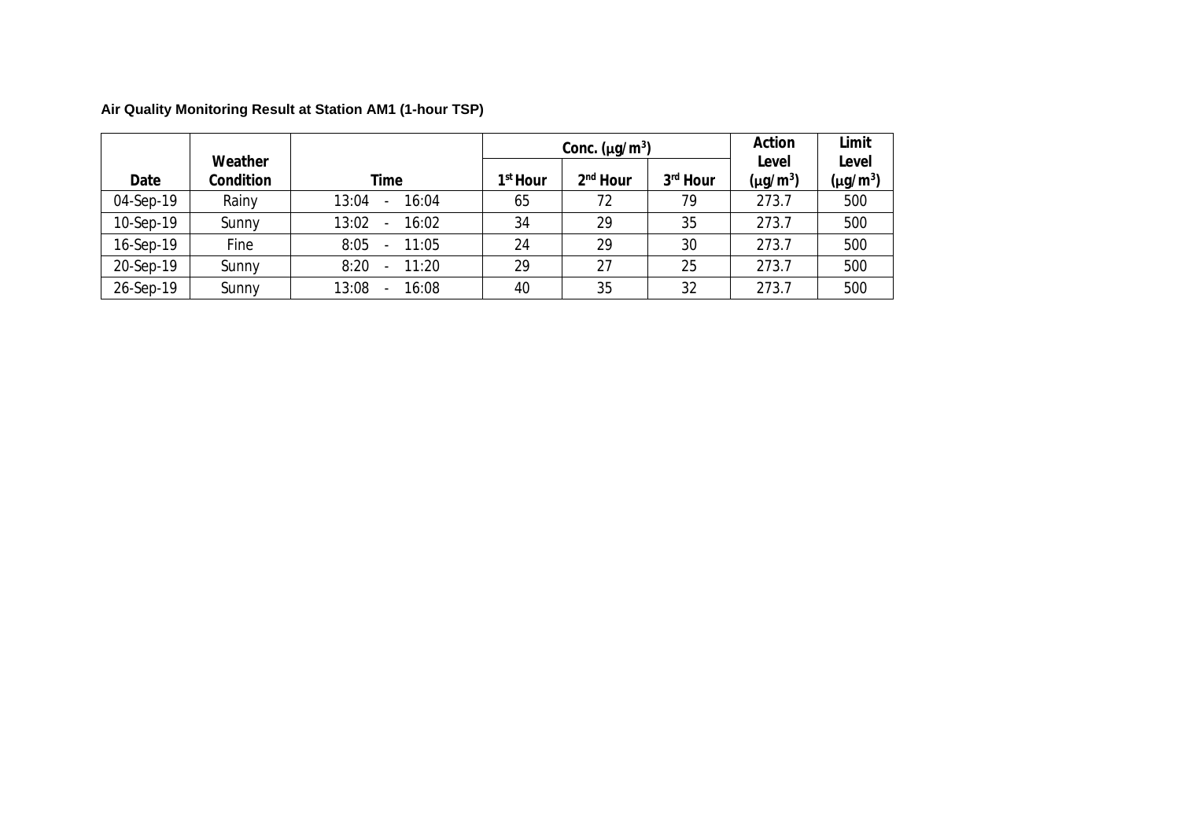**Air Quality Monitoring Result at Station AM1 (1-hour TSP)**

| Date | Weather Condition | Time | Conc. ($\mu g/m^3$) | | | Action Level ($\mu g/m^3$) | Limit Level ($\mu g/m^3$) |
|---|---|---|---|---|---|---|---|
| | | | 1st Hour | 2nd Hour | 3rd Hour | | |
| 04-Sep-19 | Rainy | 13:04 - 16:04 | 65 | 72 | 79 | 273.7 | 500 |
| 10-Sep-19 | Sunny | 13:02 - 16:02 | 34 | 29 | 35 | 273.7 | 500 |
| 16-Sep-19 | Fine | 8:05 - 11:05 | 24 | 29 | 30 | 273.7 | 500 |
| 20-Sep-19 | Sunny | 8:20 - 11:20 | 29 | 27 | 25 | 273.7 | 500 |
| 26-Sep-19 | Sunny | 13:08 - 16:08 | 40 | 35 | 32 | 273.7 | 500 |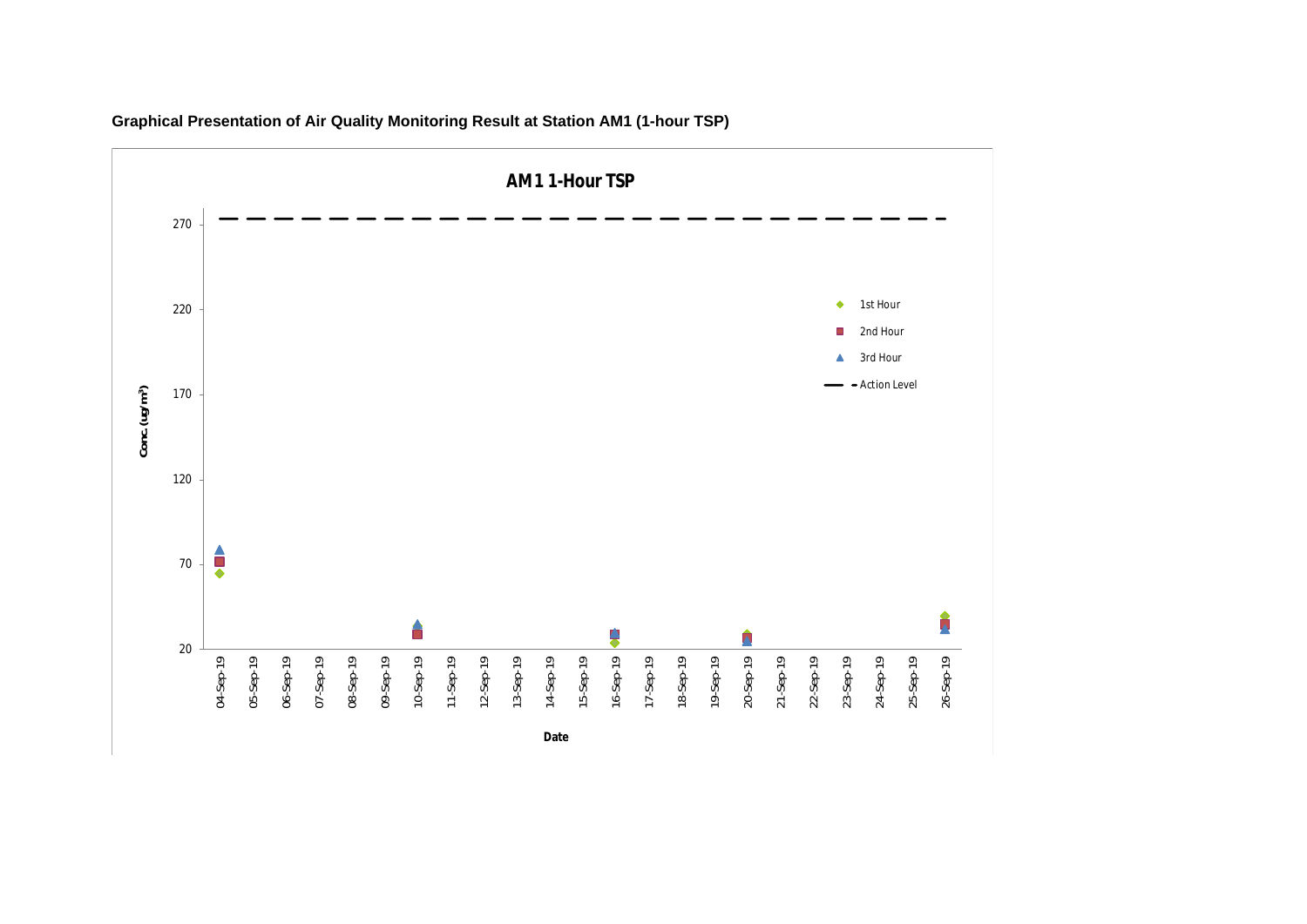**Graphical Presentation of Air Quality Monitoring Result at Station AM1 (1-hour TSP)**

AM1 1-Hour TSP

Conc. ($ug/m^3$)

270
220
170
120
70
20

1st Hour
2nd Hour
3rd Hour
Action Level

04-Sep-19 05-Sep-19 06-Sep-19 07-Sep-19 08-Sep-19 09-Sep-19 10-Sep-19 11-Sep-19 12-Sep-19 13-Sep-19 14-Sep-19 15-Sep-19 16-Sep-19 17-Sep-19 18-Sep-19 19-Sep-19 20-Sep-19 21-Sep-19 22-Sep-19 23-Sep-19 24-Sep-19 25-Sep-19 26-Sep-19

Date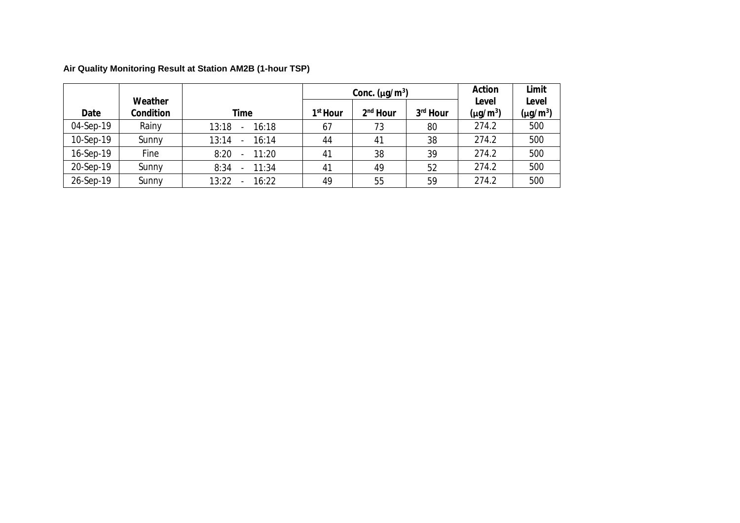**Air Quality Monitoring Result at Station AM2B (1-hour TSP)**

| Date | Weather Condition | Time | Conc. ($\mu g/m^3$) | | | Action Level ($\mu g/m^3$) | Limit Level ($\mu g/m^3$) |
|---|---|---|---|---|---|---|---|
| | | | 1st Hour | 2nd Hour | 3rd Hour | | |
| 04-Sep-19 | Rainy | 13:18 - 16:18 | 67 | 73 | 80 | 274.2 | 500 |
| 10-Sep-19 | Sunny | 13:14 - 16:14 | 44 | 41 | 38 | 274.2 | 500 |
| 16-Sep-19 | Fine | 8:20 - 11:20 | 41 | 38 | 39 | 274.2 | 500 |
| 20-Sep-19 | Sunny | 8:34 - 11:34 | 41 | 49 | 52 | 274.2 | 500 |
| 26-Sep-19 | Sunny | 13:22 - 16:22 | 49 | 55 | 59 | 274.2 | 500 |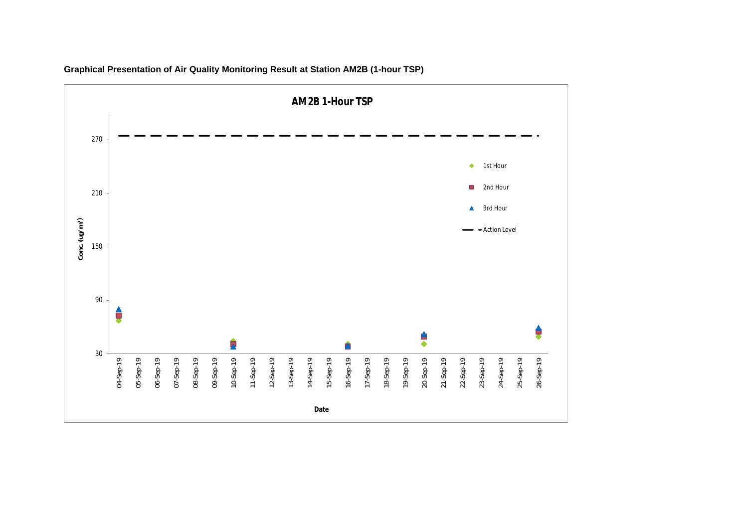**Graphical Presentation of Air Quality Monitoring Result at Station AM2B (1-hour TSP)**

**AM2B 1-Hour TSP**

Conc. (ug/m³)

270

210

150

90

30

1st Hour

2nd Hour

3rd Hour

Action Level

04-Sep-19 05-Sep-19 06-Sep-19 07-Sep-19 08-Sep-19 09-Sep-19 10-Sep-19 11-Sep-19 12-Sep-19 13-Sep-19 14-Sep-19 15-Sep-19 16-Sep-19 17-Sep-19 18-Sep-19 19-Sep-19 20-Sep-19 21-Sep-19 22-Sep-19 23-Sep-19 24-Sep-19 25-Sep-19 26-Sep-19

**Date**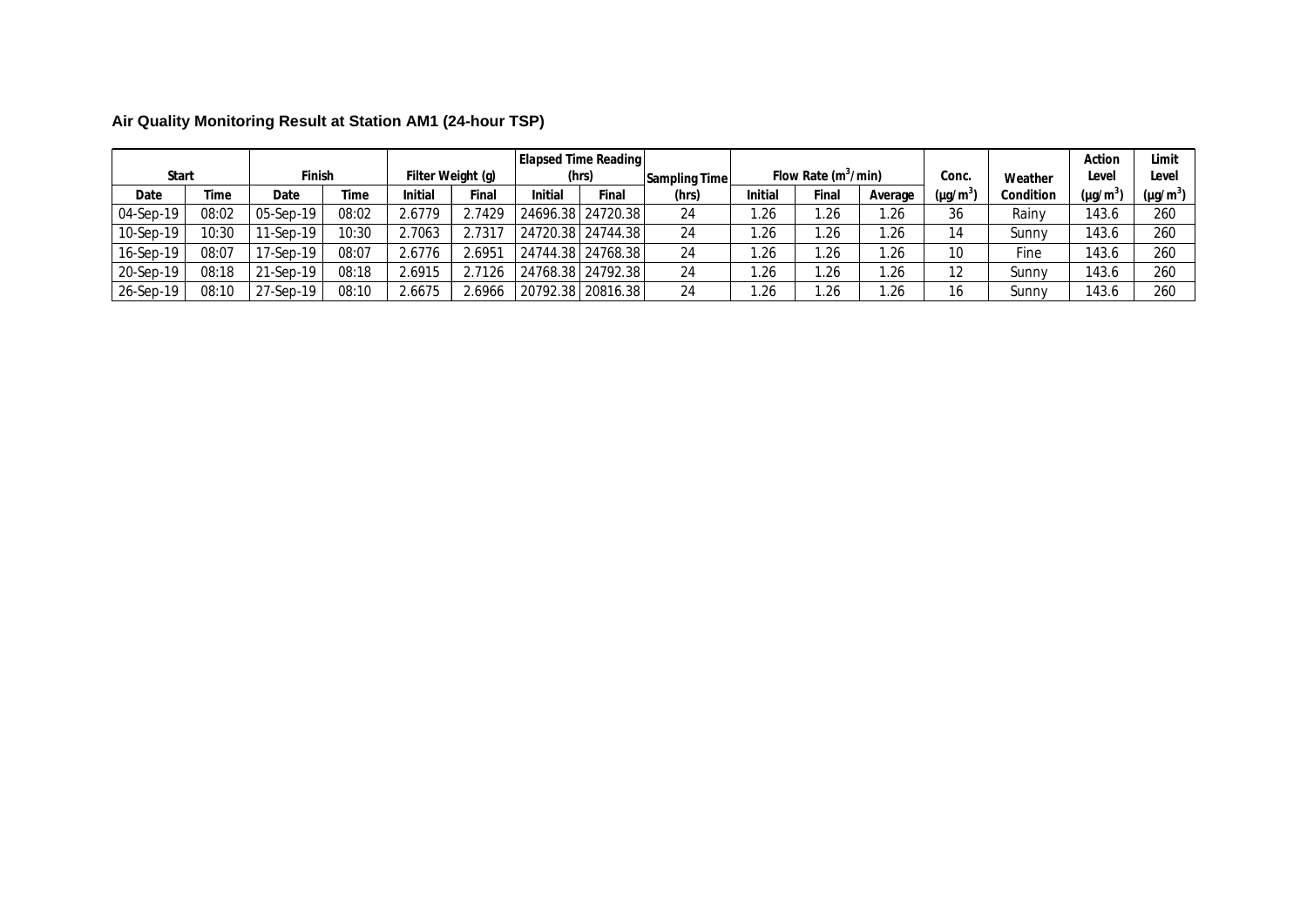## Air Quality Monitoring Result at Station AM1 (24-hour TSP)

| Start | | Finish | | Filter Weight (g) | | Elapsed Time Reading (hrs) | | Sampling Time | Flow Rate ($m^3$/min) | | | Conc. | Weather | Action Level | Limit Level |
|---|---|---|---|---|---|---|---|---|---|---|---|---|---|---|---|
| Date | Time | Date | Time | Initial | Final | Initial | Final | (hrs) | Initial | Final | Average | (μg/$m^3$) | Condition | (μg/$m^3$) | (μg/$m^3$) |
| 04-Sep-19 | 08:02 | 05-Sep-19 | 08:02 | 2.6779 | 2.7429 | 24696.38 | 24720.38 | 24 | 1.26 | 1.26 | 1.26 | 36 | Rainy | 143.6 | 260 |
| 10-Sep-19 | 10:30 | 11-Sep-19 | 10:30 | 2.7063 | 2.7317 | 24720.38 | 24744.38 | 24 | 1.26 | 1.26 | 1.26 | 14 | Sunny | 143.6 | 260 |
| 16-Sep-19 | 08:07 | 17-Sep-19 | 08:07 | 2.6776 | 2.6951 | 24744.38 | 24768.38 | 24 | 1.26 | 1.26 | 1.26 | 10 | Fine | 143.6 | 260 |
| 20-Sep-19 | 08:18 | 21-Sep-19 | 08:18 | 2.6915 | 2.7126 | 24768.38 | 24792.38 | 24 | 1.26 | 1.26 | 1.26 | 12 | Sunny | 143.6 | 260 |
| 26-Sep-19 | 08:10 | 27-Sep-19 | 08:10 | 2.6675 | 2.6966 | 20792.38 | 20816.38 | 24 | 1.26 | 1.26 | 1.26 | 16 | Sunny | 143.6 | 260 |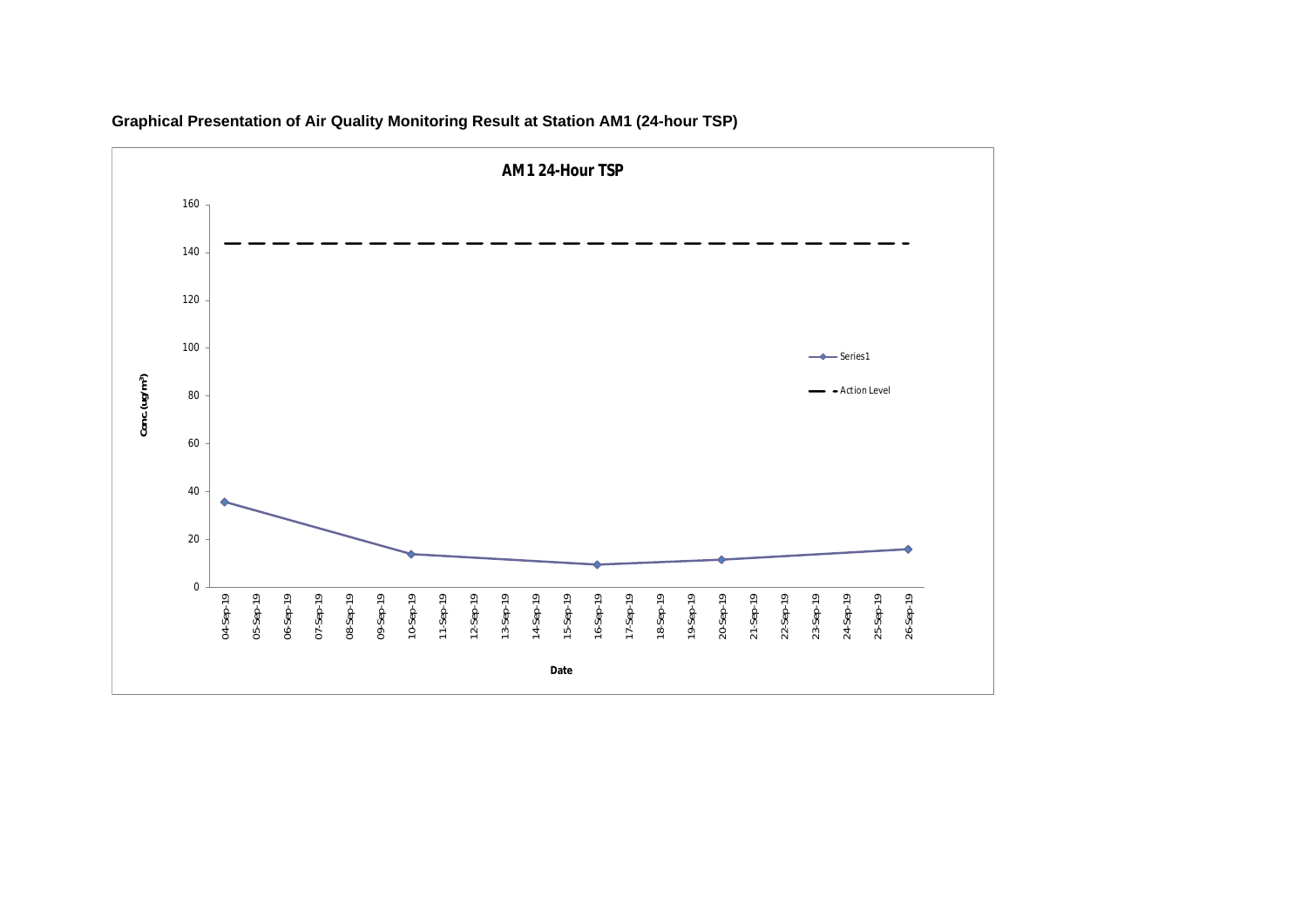**Graphical Presentation of Air Quality Monitoring Result at Station AM1 (24-hour TSP)**

**AM1 24-Hour TSP**

Conc ($ug/m^3$)

Series1

Action Level

Date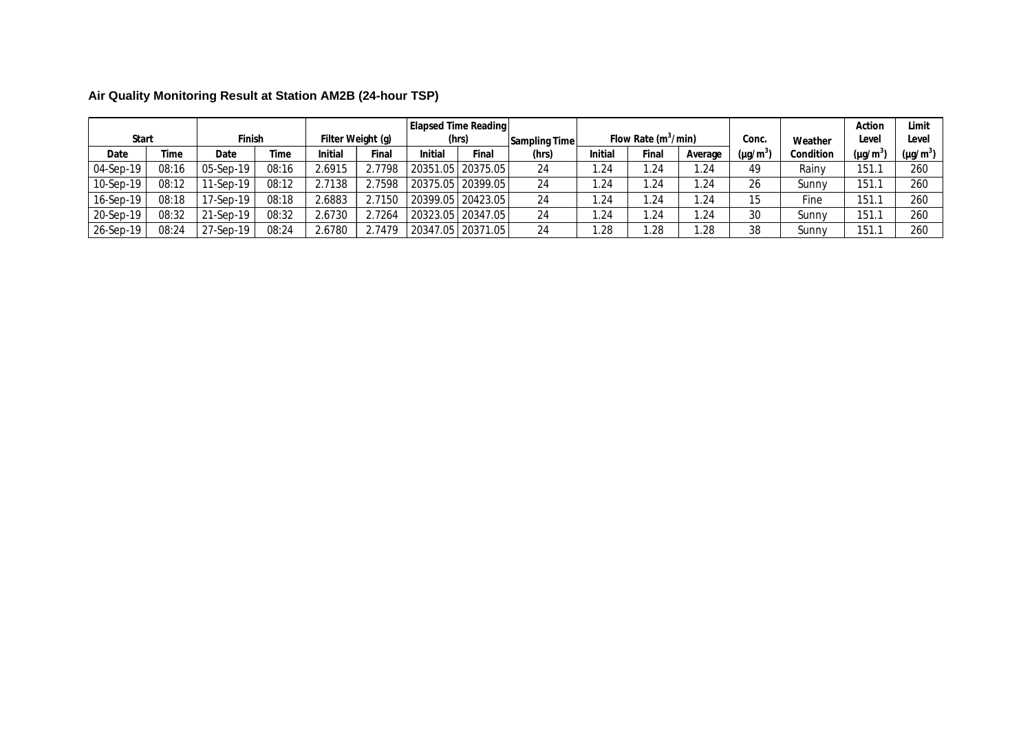**Air Quality Monitoring Result at Station AM2B (24-hour TSP)**

| Start | | Finish | | Filter Weight (g) | | Elapsed Time Reading (hrs) | | Sampling Time | Flow Rate ($m^3$/min) | | | Conc. | Weather | Action Level | Limit Level |
|---|---|---|---|---|---|---|---|---|---|---|---|---|---|---|---|
| Date | Time | Date | Time | Initial | Final | Initial | Final | (hrs) | Initial | Final | Average | ($\mu g/m^3$) | Condition | ($\mu g/m^3$) | ($\mu g/m^3$) |
| 04-Sep-19 | 08:16 | 05-Sep-19 | 08:16 | 2.6915 | 2.7798 | 20351.05 | 20375.05 | 24 | 1.24 | 1.24 | 1.24 | 49 | Rainy | 151.1 | 260 |
| 10-Sep-19 | 08:12 | 11-Sep-19 | 08:12 | 2.7138 | 2.7598 | 20375.05 | 20399.05 | 24 | 1.24 | 1.24 | 1.24 | 26 | Sunny | 151.1 | 260 |
| 16-Sep-19 | 08:18 | 17-Sep-19 | 08:18 | 2.6883 | 2.7150 | 20399.05 | 20423.05 | 24 | 1.24 | 1.24 | 1.24 | 15 | Fine | 151.1 | 260 |
| 20-Sep-19 | 08:32 | 21-Sep-19 | 08:32 | 2.6730 | 2.7264 | 20323.05 | 20347.05 | 24 | 1.24 | 1.24 | 1.24 | 30 | Sunny | 151.1 | 260 |
| 26-Sep-19 | 08:24 | 27-Sep-19 | 08:24 | 2.6780 | 2.7479 | 20347.05 | 20371.05 | 24 | 1.28 | 1.28 | 1.28 | 38 | Sunny | 151.1 | 260 |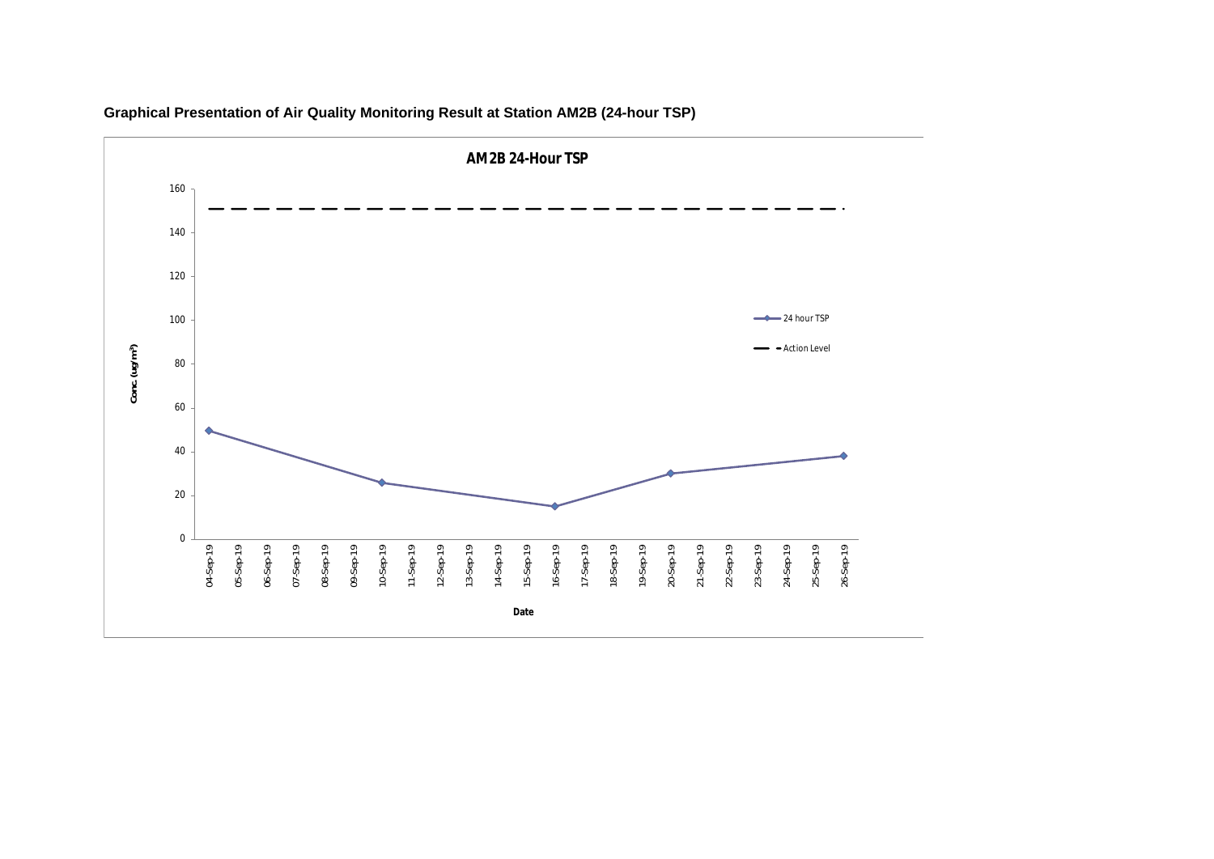**Graphical Presentation of Air Quality Monitoring Result at Station AM2B (24-hour TSP)**

AM2B 24-Hour TSP

Conc. (ug/m³)

160
140
120
100
80
60
40
20
0

24 hour TSP

Action Level

04-Sep-19 05-Sep-19 06-Sep-19 07-Sep-19 08-Sep-19 09-Sep-19 10-Sep-19 11-Sep-19 12-Sep-19 13-Sep-19 14-Sep-19 15-Sep-19 16-Sep-19 17-Sep-19 18-Sep-19 19-Sep-19 20-Sep-19 21-Sep-19 22-Sep-19 23-Sep-19 24-Sep-19 25-Sep-19 26-Sep-19

Date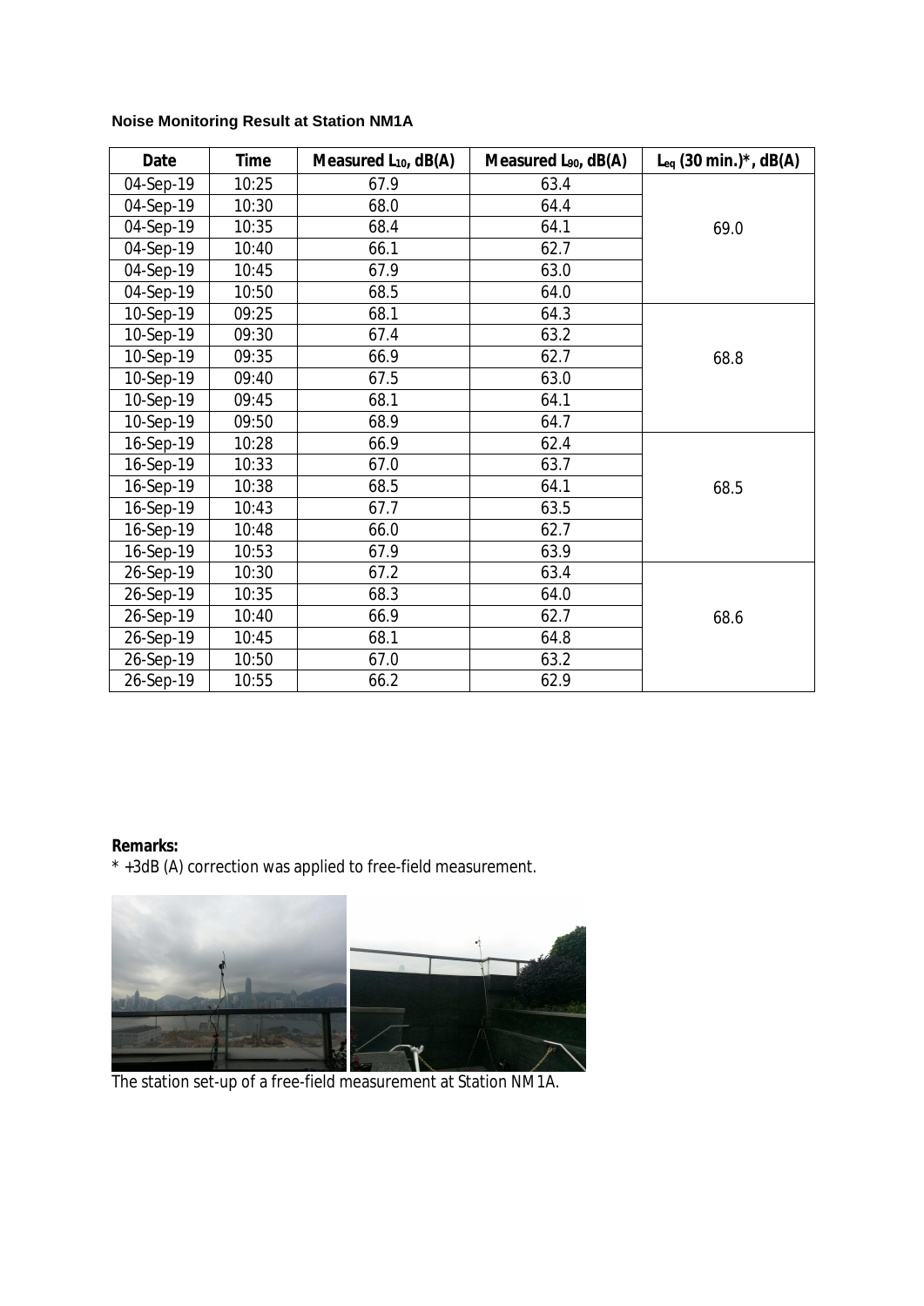**Noise Monitoring Result at Station NM1A**

| Date | Time | Measured $L_{10}$, dB(A) | Measured $L_{90}$, dB(A) | $L_{eq}$ (30 min.)*, dB(A) |
|---|---|---|---|---|
| 04-Sep-19 | 10:25 | 67.9 | 63.4 | 69.0 |
| 04-Sep-19 | 10:30 | 68.0 | 64.4 | |
| 04-Sep-19 | 10:35 | 68.4 | 64.1 | |
| 04-Sep-19 | 10:40 | 66.1 | 62.7 | |
| 04-Sep-19 | 10:45 | 67.9 | 63.0 | |
| 04-Sep-19 | 10:50 | 68.5 | 64.0 | |
| 10-Sep-19 | 09:25 | 68.1 | 64.3 | 68.8 |
| 10-Sep-19 | 09:30 | 67.4 | 63.2 | |
| 10-Sep-19 | 09:35 | 66.9 | 62.7 | |
| 10-Sep-19 | 09:40 | 67.5 | 63.0 | |
| 10-Sep-19 | 09:45 | 68.1 | 64.1 | |
| 10-Sep-19 | 09:50 | 68.9 | 64.7 | |
| 16-Sep-19 | 10:28 | 66.9 | 62.4 | 68.5 |
| 16-Sep-19 | 10:33 | 67.0 | 63.7 | |
| 16-Sep-19 | 10:38 | 68.5 | 64.1 | |
| 16-Sep-19 | 10:43 | 67.7 | 63.5 | |
| 16-Sep-19 | 10:48 | 66.0 | 62.7 | |
| 16-Sep-19 | 10:53 | 67.9 | 63.9 | |
| 26-Sep-19 | 10:30 | 67.2 | 63.4 | 68.6 |
| 26-Sep-19 | 10:35 | 68.3 | 64.0 | |
| 26-Sep-19 | 10:40 | 66.9 | 62.7 | |
| 26-Sep-19 | 10:45 | 68.1 | 64.8 | |
| 26-Sep-19 | 10:50 | 67.0 | 63.2 | |
| 26-Sep-19 | 10:55 | 66.2 | 62.9 | |

**Remarks:**

* +3dB (A) correction was applied to free-field measurement.

The station set-up of a free-field measurement at Station NM1A.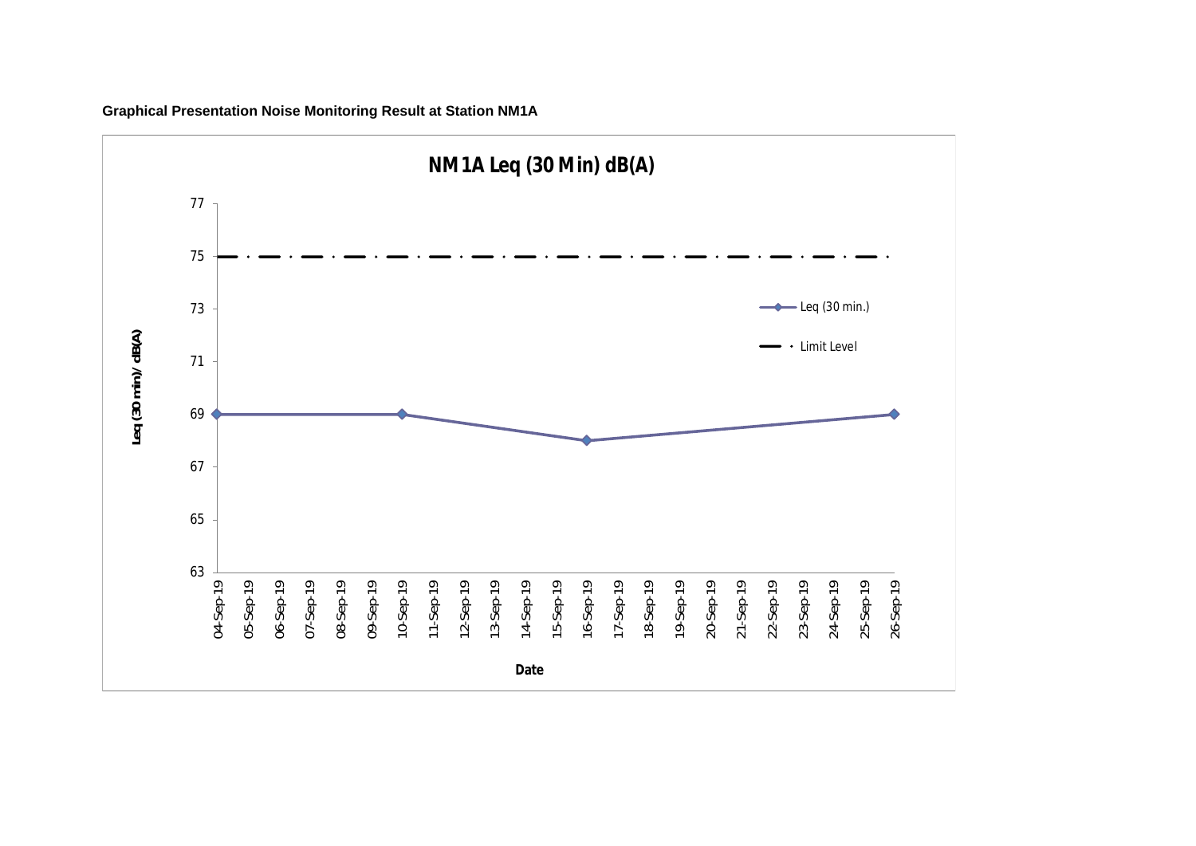**Graphical Presentation Noise Monitoring Result at Station NM1A**

NM1A Leq (30 Min) dB(A)

77

75

73

71

69

67

65

63

Leq (30 min)/ dB(A)

Leq (30 min.)

Limit Level

04-Sep-19
05-Sep-19
06-Sep-19
07-Sep-19
08-Sep-19
09-Sep-19
10-Sep-19
11-Sep-19
12-Sep-19
13-Sep-19
14-Sep-19
15-Sep-19
16-Sep-19
17-Sep-19
18-Sep-19
19-Sep-19
20-Sep-19
21-Sep-19
22-Sep-19
23-Sep-19
24-Sep-19
25-Sep-19
26-Sep-19

Date